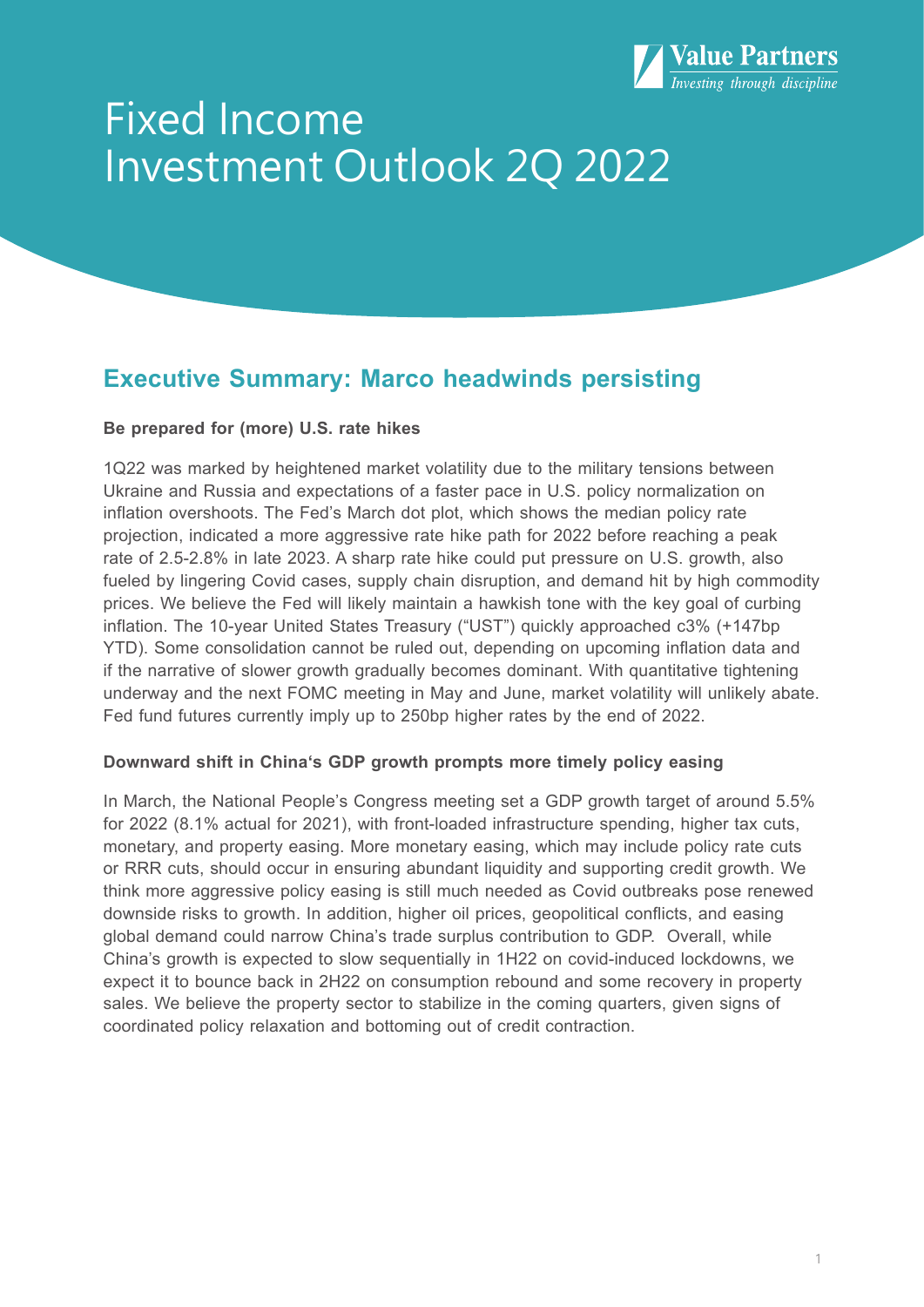Value Partners
*Investing through discipline*

# Fixed Income Investment Outlook 2Q 2022

## Executive Summary: Marco headwinds persisting

**Be prepared for (more) U.S. rate hikes**

1Q22 was marked by heightened market volatility due to the military tensions between Ukraine and Russia and expectations of a faster pace in U.S. policy normalization on inflation overshoots. The Fed's March dot plot, which shows the median policy rate projection, indicated a more aggressive rate hike path for 2022 before reaching a peak rate of 2.5-2.8% in late 2023. A sharp rate hike could put pressure on U.S. growth, also fueled by lingering Covid cases, supply chain disruption, and demand hit by high commodity prices. We believe the Fed will likely maintain a hawkish tone with the key goal of curbing inflation. The 10-year United States Treasury ("UST") quickly approached c3% (+147bp YTD). Some consolidation cannot be ruled out, depending on upcoming inflation data and if the narrative of slower growth gradually becomes dominant. With quantitative tightening underway and the next FOMC meeting in May and June, market volatility will unlikely abate. Fed fund futures currently imply up to 250bp higher rates by the end of 2022.

**Downward shift in China's GDP growth prompts more timely policy easing**

In March, the National People's Congress meeting set a GDP growth target of around 5.5% for 2022 (8.1% actual for 2021), with front-loaded infrastructure spending, higher tax cuts, monetary, and property easing. More monetary easing, which may include policy rate cuts or RRR cuts, should occur in ensuring abundant liquidity and supporting credit growth. We think more aggressive policy easing is still much needed as Covid outbreaks pose renewed downside risks to growth. In addition, higher oil prices, geopolitical conflicts, and easing global demand could narrow China's trade surplus contribution to GDP. Overall, while China's growth is expected to slow sequentially in 1H22 on covid-induced lockdowns, we expect it to bounce back in 2H22 on consumption rebound and some recovery in property sales. We believe the property sector to stabilize in the coming quarters, given signs of coordinated policy relaxation and bottoming out of credit contraction.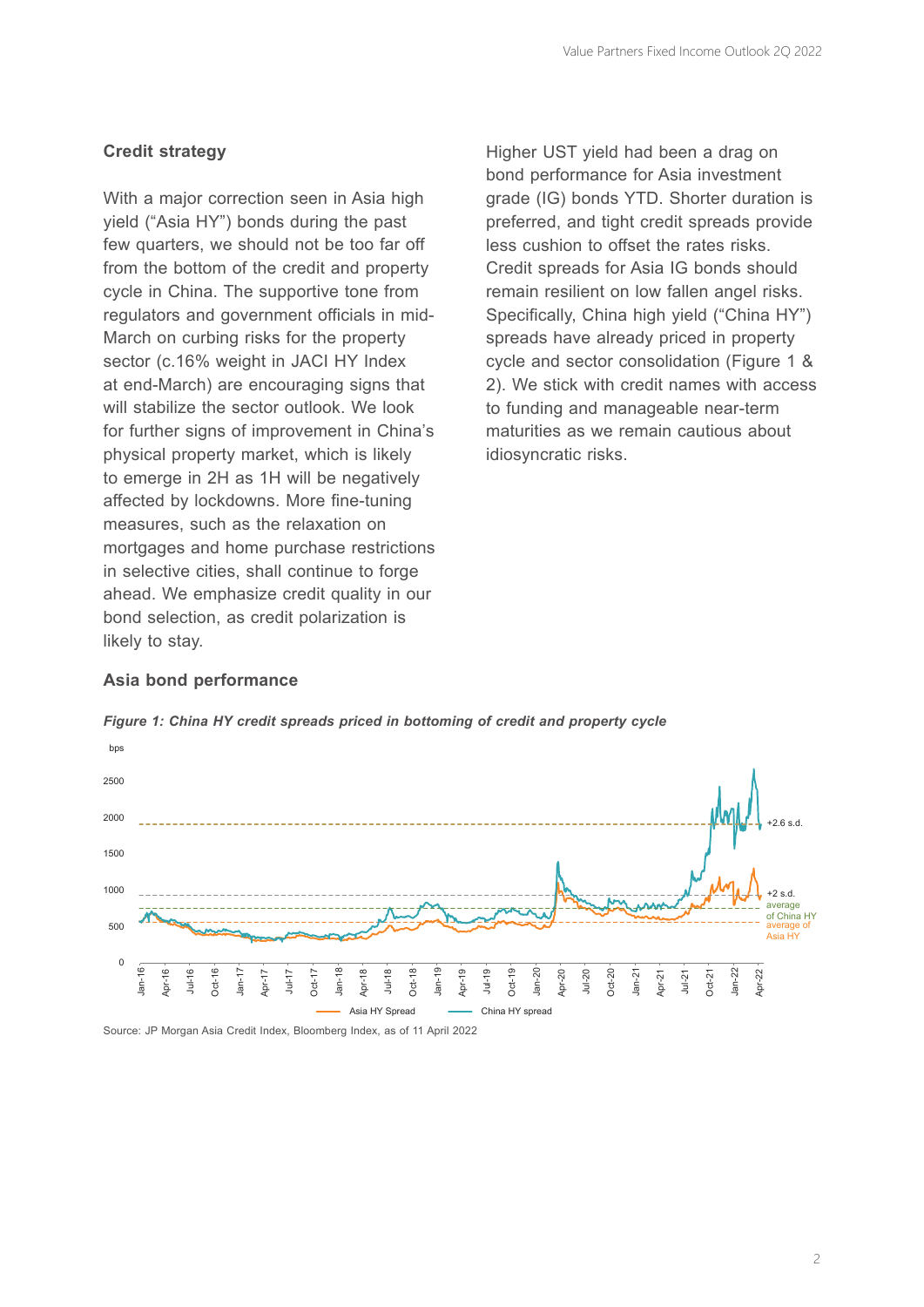## Credit strategy

With a major correction seen in Asia high yield ("Asia HY") bonds during the past few quarters, we should not be too far off from the bottom of the credit and property cycle in China. The supportive tone from regulators and government officials in mid-March on curbing risks for the property sector (c.16% weight in JACI HY Index at end-March) are encouraging signs that will stabilize the sector outlook. We look for further signs of improvement in China's physical property market, which is likely to emerge in 2H as 1H will be negatively affected by lockdowns. More fine-tuning measures, such as the relaxation on mortgages and home purchase restrictions in selective cities, shall continue to forge ahead. We emphasize credit quality in our bond selection, as credit polarization is likely to stay.

Higher UST yield had been a drag on bond performance for Asia investment grade (IG) bonds YTD. Shorter duration is preferred, and tight credit spreads provide less cushion to offset the rates risks. Credit spreads for Asia IG bonds should remain resilient on low fallen angel risks. Specifically, China high yield ("China HY") spreads have already priced in property cycle and sector consolidation (Figure 1 & 2). We stick with credit names with access to funding and manageable near-term maturities as we remain cautious about idiosyncratic risks.

## Asia bond performance

*Figure 1: China HY credit spreads priced in bottoming of credit and property cycle*

Source: JP Morgan Asia Credit Index, Bloomberg Index, as of 11 April 2022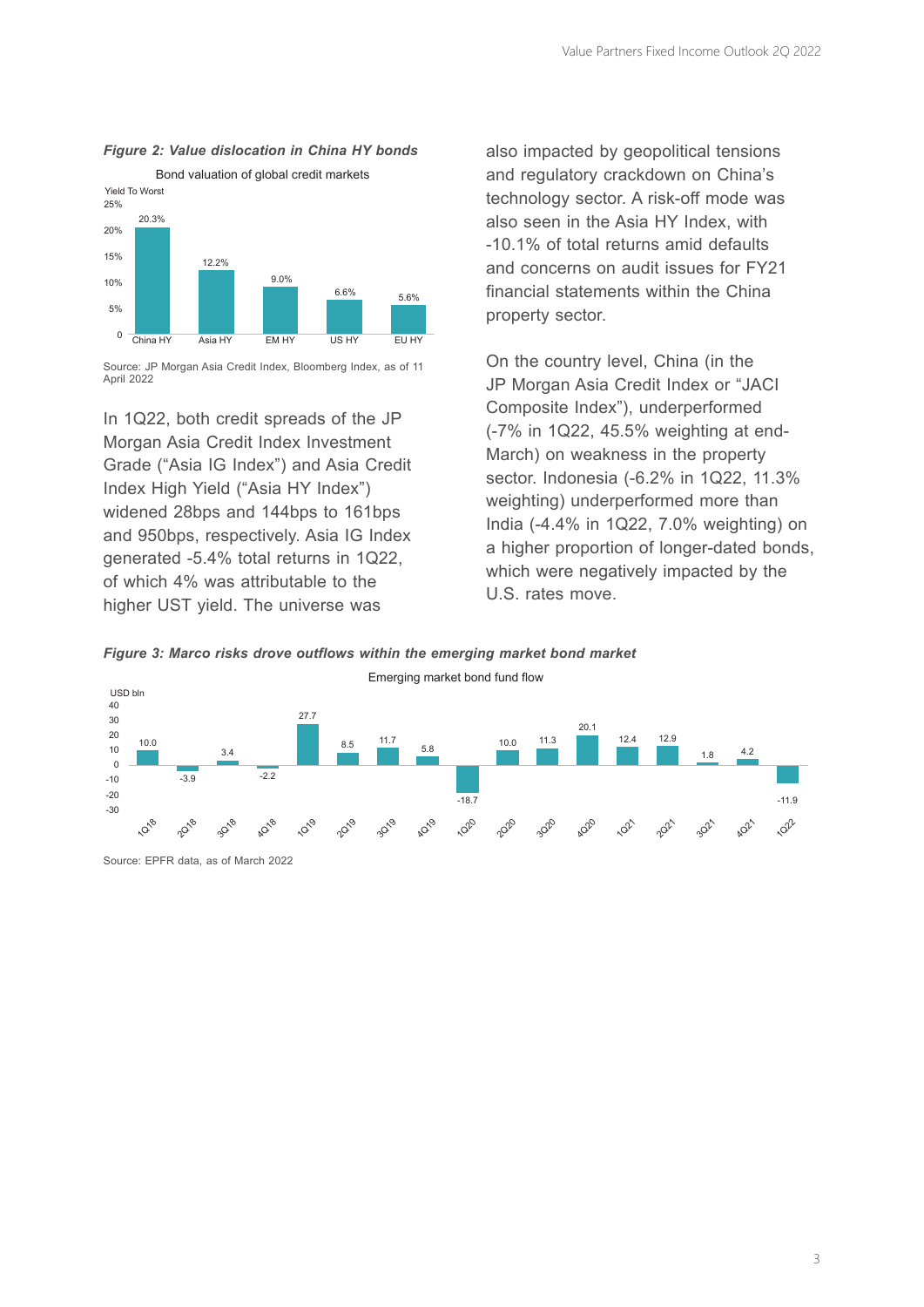*Figure 2: Value dislocation in China HY bonds*

Bond valuation of global credit markets

| | China HY | Asia HY | EM HY | US HY | EU HY |
|---|---|---|---|---|---|
| Yield To Worst | 20.3% | 12.2% | 9.0% | 6.6% | 5.6% |

Source: JP Morgan Asia Credit Index, Bloomberg Index, as of 11 April 2022

In 1Q22, both credit spreads of the JP Morgan Asia Credit Index Investment Grade ("Asia IG Index") and Asia Credit Index High Yield ("Asia HY Index") widened 28bps and 144bps to 161bps and 950bps, respectively. Asia IG Index generated -5.4% total returns in 1Q22, of which 4% was attributable to the higher UST yield. The universe was also impacted by geopolitical tensions and regulatory crackdown on China's technology sector. A risk-off mode was also seen in the Asia HY Index, with -10.1% of total returns amid defaults and concerns on audit issues for FY21 financial statements within the China property sector.

On the country level, China (in the JP Morgan Asia Credit Index or "JACI Composite Index"), underperformed (-7% in 1Q22, 45.5% weighting at end-March) on weakness in the property sector. Indonesia (-6.2% in 1Q22, 11.3% weighting) underperformed more than India (-4.4% in 1Q22, 7.0% weighting) on a higher proportion of longer-dated bonds, which were negatively impacted by the U.S. rates move.

*Figure 3: Marco risks drove outflows within the emerging market bond market*

Emerging market bond fund flow (USD bln)

| 1Q18 | 2Q18 | 3Q18 | 4Q18 | 1Q19 | 2Q19 | 3Q19 | 4Q19 | 1Q20 | 2Q20 | 3Q20 | 4Q20 | 1Q21 | 2Q21 | 3Q21 | 4Q21 | 1Q22 |
|---|---|---|---|---|---|---|---|---|---|---|---|---|---|---|---|---|
| 10.0 | -3.9 | 3.4 | -2.2 | 27.7 | 8.5 | 11.7 | 5.8 | -18.7 | 10.0 | 11.3 | 20.1 | 12.4 | 12.9 | 1.8 | 4.2 | -11.9 |

Source: EPFR data, as of March 2022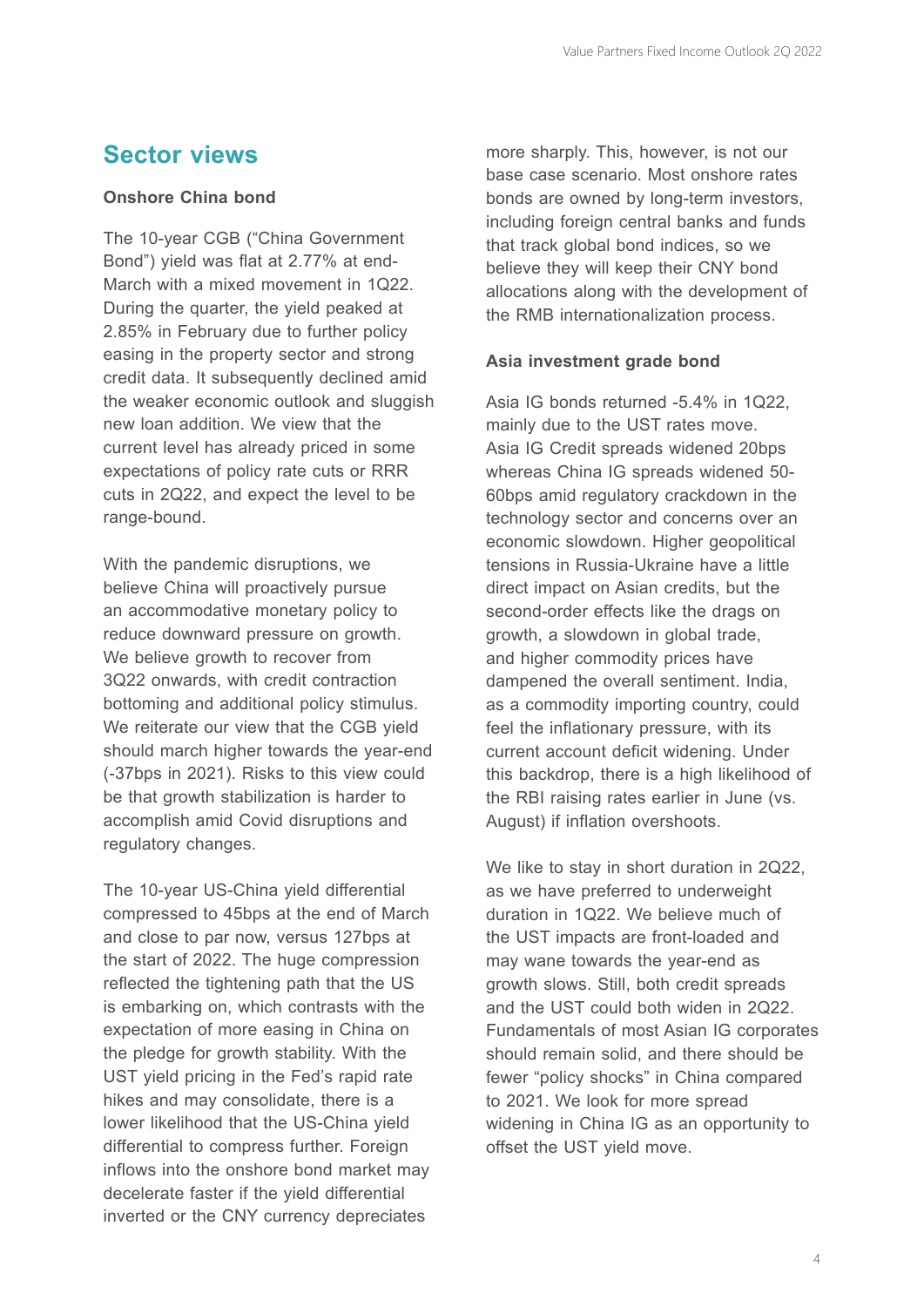## Sector views

**Onshore China bond**

The 10-year CGB ("China Government Bond") yield was flat at 2.77% at end-March with a mixed movement in 1Q22. During the quarter, the yield peaked at 2.85% in February due to further policy easing in the property sector and strong credit data. It subsequently declined amid the weaker economic outlook and sluggish new loan addition. We view that the current level has already priced in some expectations of policy rate cuts or RRR cuts in 2Q22, and expect the level to be range-bound.

With the pandemic disruptions, we believe China will proactively pursue an accommodative monetary policy to reduce downward pressure on growth. We believe growth to recover from 3Q22 onwards, with credit contraction bottoming and additional policy stimulus. We reiterate our view that the CGB yield should march higher towards the year-end (-37bps in 2021). Risks to this view could be that growth stabilization is harder to accomplish amid Covid disruptions and regulatory changes.

The 10-year US-China yield differential compressed to 45bps at the end of March and close to par now, versus 127bps at the start of 2022. The huge compression reflected the tightening path that the US is embarking on, which contrasts with the expectation of more easing in China on the pledge for growth stability. With the UST yield pricing in the Fed's rapid rate hikes and may consolidate, there is a lower likelihood that the US-China yield differential to compress further. Foreign inflows into the onshore bond market may decelerate faster if the yield differential inverted or the CNY currency depreciates more sharply. This, however, is not our base case scenario. Most onshore rates bonds are owned by long-term investors, including foreign central banks and funds that track global bond indices, so we believe they will keep their CNY bond allocations along with the development of the RMB internationalization process.

**Asia investment grade bond**

Asia IG bonds returned -5.4% in 1Q22, mainly due to the UST rates move. Asia IG Credit spreads widened 20bps whereas China IG spreads widened 50-60bps amid regulatory crackdown in the technology sector and concerns over an economic slowdown. Higher geopolitical tensions in Russia-Ukraine have a little direct impact on Asian credits, but the second-order effects like the drags on growth, a slowdown in global trade, and higher commodity prices have dampened the overall sentiment. India, as a commodity importing country, could feel the inflationary pressure, with its current account deficit widening. Under this backdrop, there is a high likelihood of the RBI raising rates earlier in June (vs. August) if inflation overshoots.

We like to stay in short duration in 2Q22, as we have preferred to underweight duration in 1Q22. We believe much of the UST impacts are front-loaded and may wane towards the year-end as growth slows. Still, both credit spreads and the UST could both widen in 2Q22. Fundamentals of most Asian IG corporates should remain solid, and there should be fewer "policy shocks" in China compared to 2021. We look for more spread widening in China IG as an opportunity to offset the UST yield move.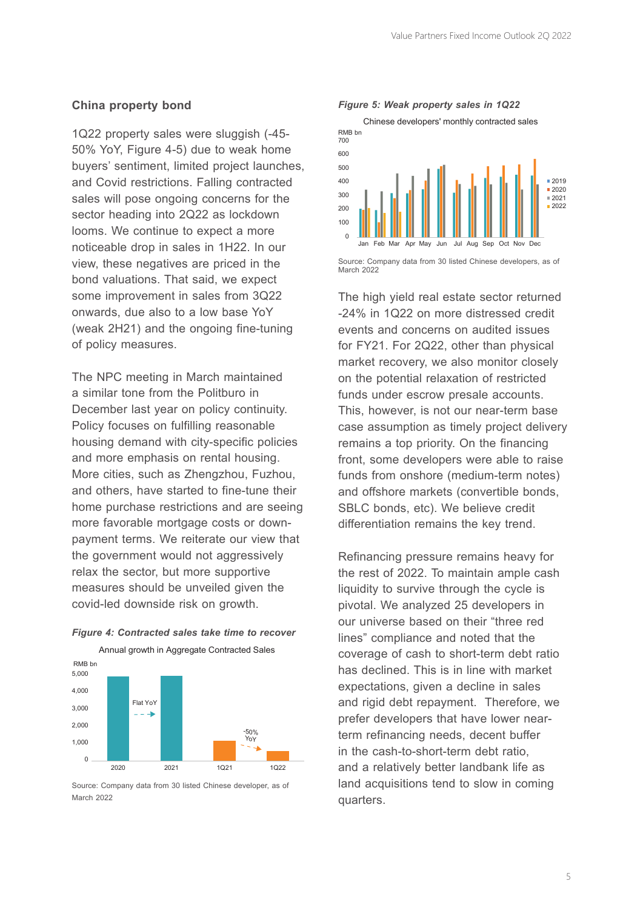## China property bond

1Q22 property sales were sluggish (-45-50% YoY, Figure 4-5) due to weak home buyers' sentiment, limited project launches, and Covid restrictions. Falling contracted sales will pose ongoing concerns for the sector heading into 2Q22 as lockdown looms. We continue to expect a more noticeable drop in sales in 1H22. In our view, these negatives are priced in the bond valuations. That said, we expect some improvement in sales from 3Q22 onwards, due also to a low base YoY (weak 2H21) and the ongoing fine-tuning of policy measures.

The NPC meeting in March maintained a similar tone from the Politburo in December last year on policy continuity. Policy focuses on fulfilling reasonable housing demand with city-specific policies and more emphasis on rental housing. More cities, such as Zhengzhou, Fuzhou, and others, have started to fine-tune their home purchase restrictions and are seeing more favorable mortgage costs or down-payment terms. We reiterate our view that the government would not aggressively relax the sector, but more supportive measures should be unveiled given the covid-led downside risk on growth.

***Figure 4: Contracted sales take time to recover***

Annual growth in Aggregate Contracted Sales

Source: Company data from 30 listed Chinese developer, as of March 2022

***Figure 5: Weak property sales in 1Q22***

Chinese developers' monthly contracted sales

Source: Company data from 30 listed Chinese developers, as of March 2022

The high yield real estate sector returned -24% in 1Q22 on more distressed credit events and concerns on audited issues for FY21. For 2Q22, other than physical market recovery, we also monitor closely on the potential relaxation of restricted funds under escrow presale accounts. This, however, is not our near-term base case assumption as timely project delivery remains a top priority. On the financing front, some developers were able to raise funds from onshore (medium-term notes) and offshore markets (convertible bonds, SBLC bonds, etc). We believe credit differentiation remains the key trend.

Refinancing pressure remains heavy for the rest of 2022. To maintain ample cash liquidity to survive through the cycle is pivotal. We analyzed 25 developers in our universe based on their "three red lines" compliance and noted that the coverage of cash to short-term debt ratio has declined. This is in line with market expectations, given a decline in sales and rigid debt repayment. Therefore, we prefer developers that have lower near-term refinancing needs, decent buffer in the cash-to-short-term debt ratio, and a relatively better landbank life as land acquisitions tend to slow in coming quarters.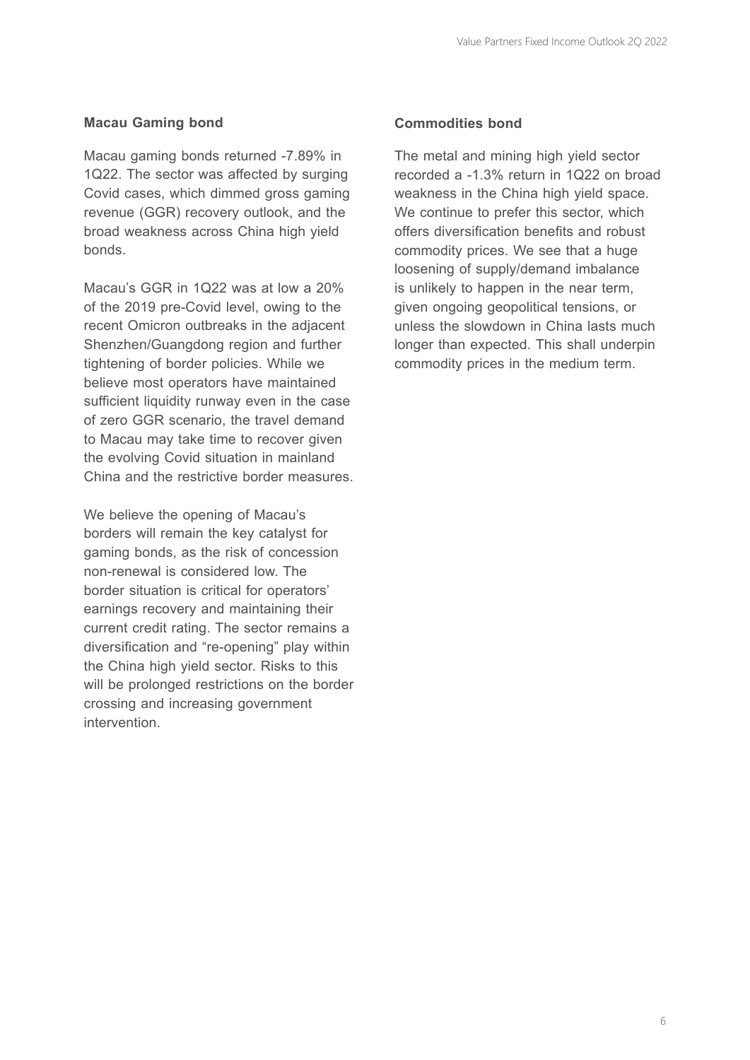### Macau Gaming bond

Macau gaming bonds returned -7.89% in 1Q22. The sector was affected by surging Covid cases, which dimmed gross gaming revenue (GGR) recovery outlook, and the broad weakness across China high yield bonds.

Macau's GGR in 1Q22 was at low a 20% of the 2019 pre-Covid level, owing to the recent Omicron outbreaks in the adjacent Shenzhen/Guangdong region and further tightening of border policies. While we believe most operators have maintained sufficient liquidity runway even in the case of zero GGR scenario, the travel demand to Macau may take time to recover given the evolving Covid situation in mainland China and the restrictive border measures.

We believe the opening of Macau's borders will remain the key catalyst for gaming bonds, as the risk of concession non-renewal is considered low. The border situation is critical for operators' earnings recovery and maintaining their current credit rating. The sector remains a diversification and "re-opening" play within the China high yield sector. Risks to this will be prolonged restrictions on the border crossing and increasing government intervention.

### Commodities bond

The metal and mining high yield sector recorded a -1.3% return in 1Q22 on broad weakness in the China high yield space. We continue to prefer this sector, which offers diversification benefits and robust commodity prices. We see that a huge loosening of supply/demand imbalance is unlikely to happen in the near term, given ongoing geopolitical tensions, or unless the slowdown in China lasts much longer than expected. This shall underpin commodity prices in the medium term.